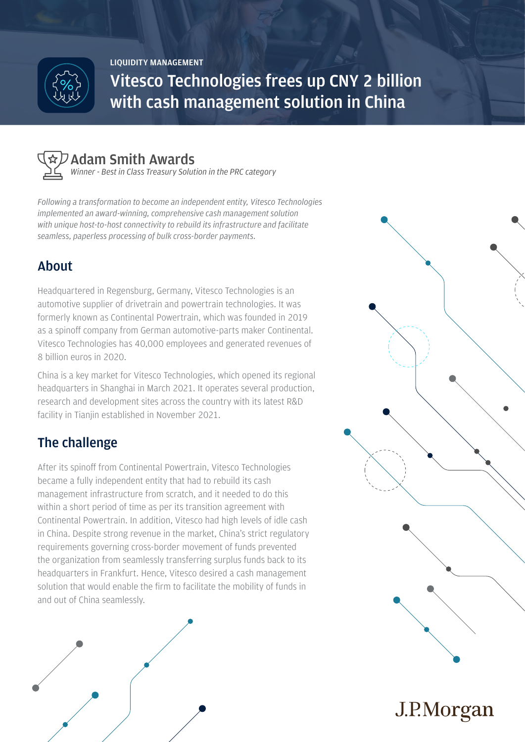LIQUIDITY MANAGEMENT

# Vitesco Technologies frees up CNY 2 billion with cash management solution in China

## Adam Smith Awards

*Winner - Best in Class Treasury Solution in the PRC category*

*Following a transformation to become an independent entity, Vitesco Technologies implemented an award-winning, comprehensive cash management solution with unique host-to-host connectivity to rebuild its infrastructure and facilitate seamless, paperless processing of bulk cross-border payments.*

## About

Headquartered in Regensburg, Germany, Vitesco Technologies is an automotive supplier of drivetrain and powertrain technologies. It was formerly known as Continental Powertrain, which was founded in 2019 as a spinoff company from German automotive-parts maker Continental. Vitesco Technologies has 40,000 employees and generated revenues of 8 billion euros in 2020.

China is a key market for Vitesco Technologies, which opened its regional headquarters in Shanghai in March 2021. It operates several production, research and development sites across the country with its latest R&D facility in Tianjin established in November 2021.

## The challenge

After its spinoff from Continental Powertrain, Vitesco Technologies became a fully independent entity that had to rebuild its cash management infrastructure from scratch, and it needed to do this within a short period of time as per its transition agreement with Continental Powertrain. In addition, Vitesco had high levels of idle cash in China. Despite strong revenue in the market, China's strict regulatory requirements governing cross-border movement of funds prevented the organization from seamlessly transferring surplus funds back to its headquarters in Frankfurt. Hence, Vitesco desired a cash management solution that would enable the firm to facilitate the mobility of funds in and out of China seamlessly.

J.P.Morgan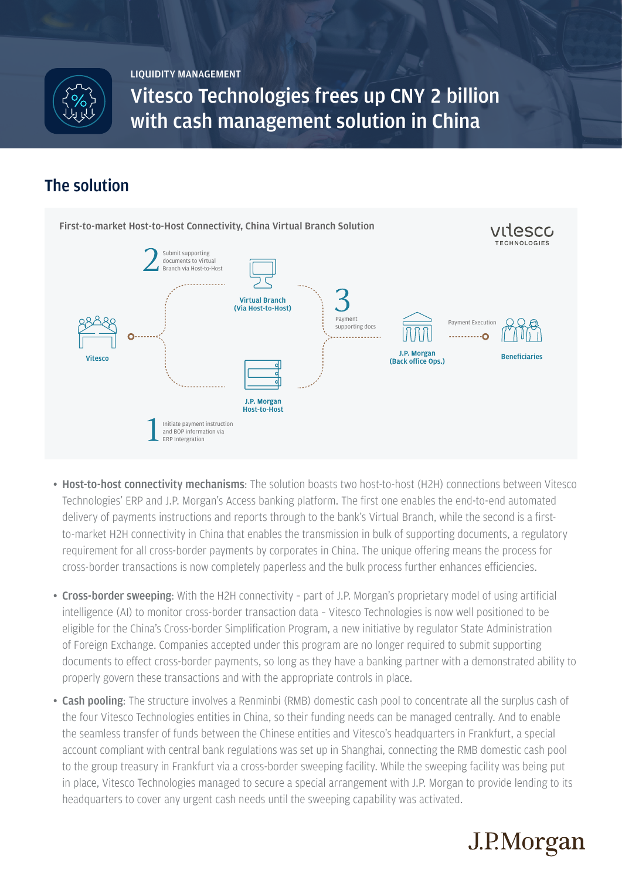LIQUIDITY MANAGEMENT

# Vitesco Technologies frees up CNY 2 billion with cash management solution in China

## The solution

**First-to-market Host-to-Host Connectivity, China Virtual Branch Solution**

vitesco TECHNOLOGIES

1 Initiate payment instruction and BOP information via ERP Intergration

2 Submit supporting documents to Virtual Branch via Host-to-Host

3 Payment supporting docs

Vitesco

Virtual Branch (Via Host-to-Host)

J.P. Morgan Host-to-Host

J.P. Morgan (Back office Ops.)

Payment Execution

Beneficiaries

- **Host-to-host connectivity mechanisms**: The solution boasts two host-to-host (H2H) connections between Vitesco Technologies' ERP and J.P. Morgan's Access banking platform. The first one enables the end-to-end automated delivery of payments instructions and reports through to the bank's Virtual Branch, while the second is a first-to-market H2H connectivity in China that enables the transmission in bulk of supporting documents, a regulatory requirement for all cross-border payments by corporates in China. The unique offering means the process for cross-border transactions is now completely paperless and the bulk process further enhances efficiencies.

- **Cross-border sweeping**: With the H2H connectivity – part of J.P. Morgan's proprietary model of using artificial intelligence (AI) to monitor cross-border transaction data – Vitesco Technologies is now well positioned to be eligible for the China's Cross-border Simplification Program, a new initiative by regulator State Administration of Foreign Exchange. Companies accepted under this program are no longer required to submit supporting documents to effect cross-border payments, so long as they have a banking partner with a demonstrated ability to properly govern these transactions and with the appropriate controls in place.

- **Cash pooling**: The structure involves a Renminbi (RMB) domestic cash pool to concentrate all the surplus cash of the four Vitesco Technologies entities in China, so their funding needs can be managed centrally. And to enable the seamless transfer of funds between the Chinese entities and Vitesco's headquarters in Frankfurt, a special account compliant with central bank regulations was set up in Shanghai, connecting the RMB domestic cash pool to the group treasury in Frankfurt via a cross-border sweeping facility. While the sweeping facility was being put in place, Vitesco Technologies managed to secure a special arrangement with J.P. Morgan to provide lending to its headquarters to cover any urgent cash needs until the sweeping capability was activated.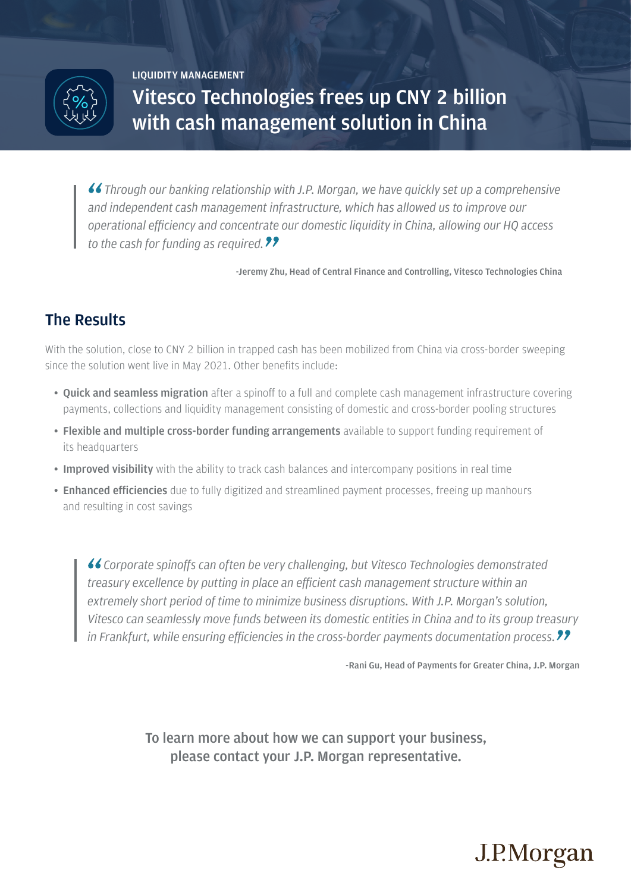LIQUIDITY MANAGEMENT

# Vitesco Technologies frees up CNY 2 billion with cash management solution in China

> *"Through our banking relationship with J.P. Morgan, we have quickly set up a comprehensive and independent cash management infrastructure, which has allowed us to improve our operational efficiency and concentrate our domestic liquidity in China, allowing our HQ access to the cash for funding as required."*
>
> **-Jeremy Zhu, Head of Central Finance and Controlling, Vitesco Technologies China**

## The Results

With the solution, close to CNY 2 billion in trapped cash has been mobilized from China via cross-border sweeping since the solution went live in May 2021. Other benefits include:

- **Quick and seamless migration** after a spinoff to a full and complete cash management infrastructure covering payments, collections and liquidity management consisting of domestic and cross-border pooling structures
- **Flexible and multiple cross-border funding arrangements** available to support funding requirement of its headquarters
- **Improved visibility** with the ability to track cash balances and intercompany positions in real time
- **Enhanced efficiencies** due to fully digitized and streamlined payment processes, freeing up manhours and resulting in cost savings

> *"Corporate spinoffs can often be very challenging, but Vitesco Technologies demonstrated treasury excellence by putting in place an efficient cash management structure within an extremely short period of time to minimize business disruptions. With J.P. Morgan's solution, Vitesco can seamlessly move funds between its domestic entities in China and to its group treasury in Frankfurt, while ensuring efficiencies in the cross-border payments documentation process."*
>
> **-Rani Gu, Head of Payments for Greater China, J.P. Morgan**

**To learn more about how we can support your business, please contact your J.P. Morgan representative.**

J.P.Morgan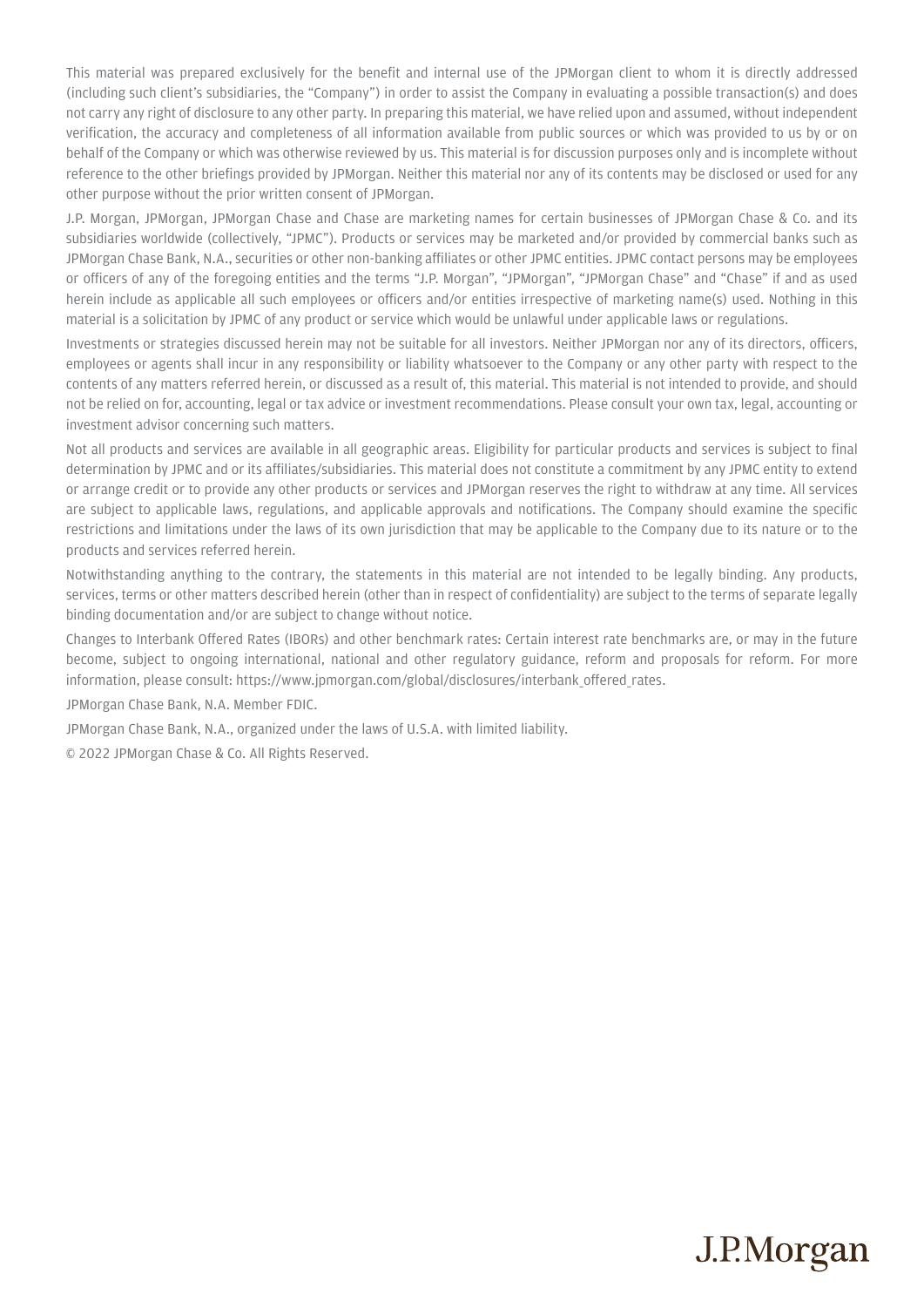This material was prepared exclusively for the benefit and internal use of the JPMorgan client to whom it is directly addressed (including such client's subsidiaries, the "Company") in order to assist the Company in evaluating a possible transaction(s) and does not carry any right of disclosure to any other party. In preparing this material, we have relied upon and assumed, without independent verification, the accuracy and completeness of all information available from public sources or which was provided to us by or on behalf of the Company or which was otherwise reviewed by us. This material is for discussion purposes only and is incomplete without reference to the other briefings provided by JPMorgan. Neither this material nor any of its contents may be disclosed or used for any other purpose without the prior written consent of JPMorgan.

J.P. Morgan, JPMorgan, JPMorgan Chase and Chase are marketing names for certain businesses of JPMorgan Chase & Co. and its subsidiaries worldwide (collectively, "JPMC"). Products or services may be marketed and/or provided by commercial banks such as JPMorgan Chase Bank, N.A., securities or other non-banking affiliates or other JPMC entities. JPMC contact persons may be employees or officers of any of the foregoing entities and the terms "J.P. Morgan", "JPMorgan", "JPMorgan Chase" and "Chase" if and as used herein include as applicable all such employees or officers and/or entities irrespective of marketing name(s) used. Nothing in this material is a solicitation by JPMC of any product or service which would be unlawful under applicable laws or regulations.

Investments or strategies discussed herein may not be suitable for all investors. Neither JPMorgan nor any of its directors, officers, employees or agents shall incur in any responsibility or liability whatsoever to the Company or any other party with respect to the contents of any matters referred herein, or discussed as a result of, this material. This material is not intended to provide, and should not be relied on for, accounting, legal or tax advice or investment recommendations. Please consult your own tax, legal, accounting or investment advisor concerning such matters.

Not all products and services are available in all geographic areas. Eligibility for particular products and services is subject to final determination by JPMC and or its affiliates/subsidiaries. This material does not constitute a commitment by any JPMC entity to extend or arrange credit or to provide any other products or services and JPMorgan reserves the right to withdraw at any time. All services are subject to applicable laws, regulations, and applicable approvals and notifications. The Company should examine the specific restrictions and limitations under the laws of its own jurisdiction that may be applicable to the Company due to its nature or to the products and services referred herein.

Notwithstanding anything to the contrary, the statements in this material are not intended to be legally binding. Any products, services, terms or other matters described herein (other than in respect of confidentiality) are subject to the terms of separate legally binding documentation and/or are subject to change without notice.

Changes to Interbank Offered Rates (IBORs) and other benchmark rates: Certain interest rate benchmarks are, or may in the future become, subject to ongoing international, national and other regulatory guidance, reform and proposals for reform. For more information, please consult: https://www.jpmorgan.com/global/disclosures/interbank_offered_rates.

JPMorgan Chase Bank, N.A. Member FDIC.

JPMorgan Chase Bank, N.A., organized under the laws of U.S.A. with limited liability.

© 2022 JPMorgan Chase & Co. All Rights Reserved.

J.P.Morgan